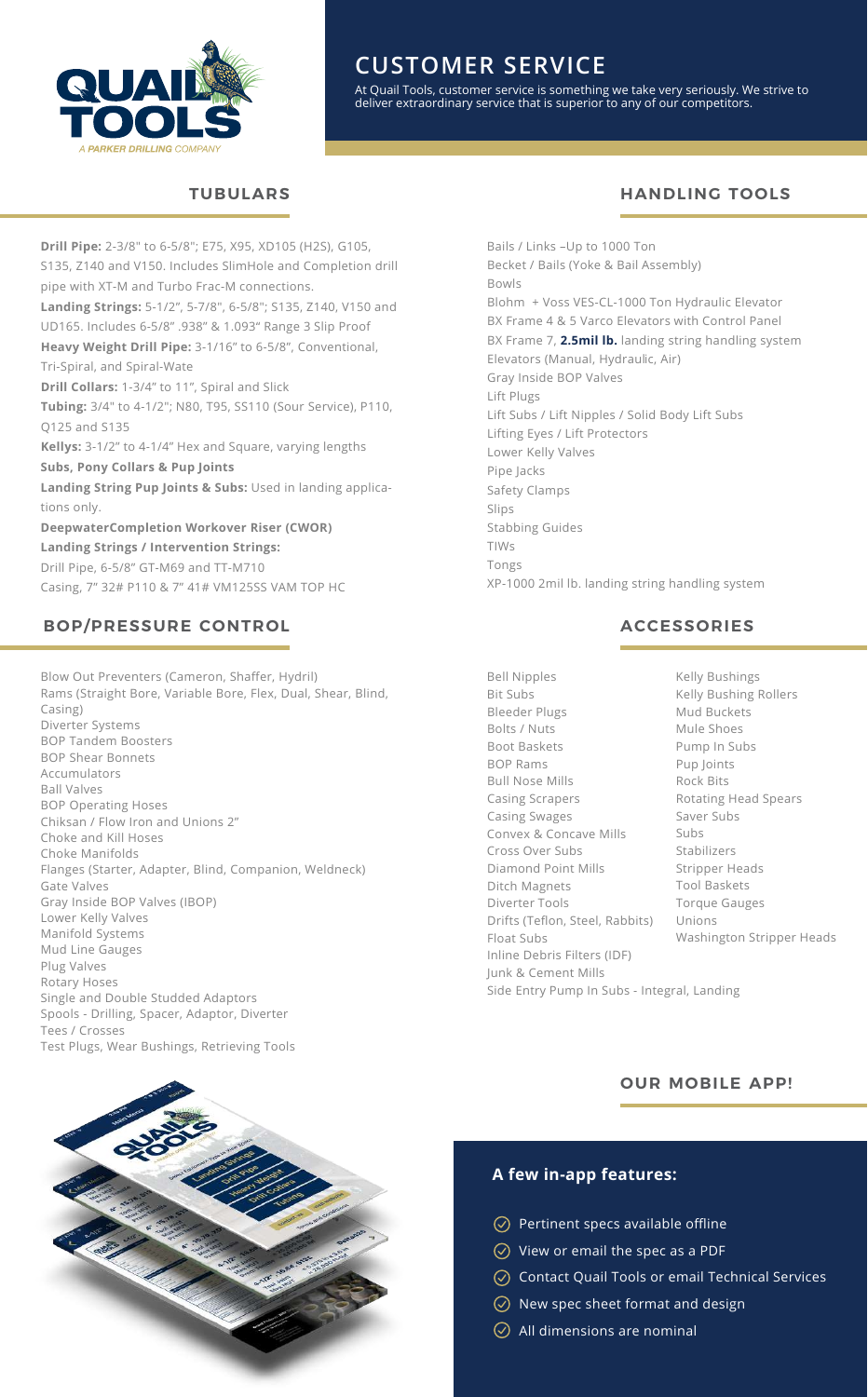# CUSTOMER SERVICE

At Quail Tools, customer service is something we take very seriously. We strive to deliver extraordinary service that is superior to any of our competitors.

## TUBULARS

**Drill Pipe:** 2-3/8" to 6-5/8"; E75, X95, XD105 (H2S), G105, S135, Z140 and V150. Includes SlimHole and Completion drill pipe with XT-M and Turbo Frac-M connections.
**Landing Strings:** 5-1/2", 5-7/8", 6-5/8"; S135, Z140, V150 and UD165. Includes 6-5/8" .938" & 1.093" Range 3 Slip Proof
**Heavy Weight Drill Pipe:** 3-1/16" to 6-5/8", Conventional, Tri-Spiral, and Spiral-Wate
**Drill Collars:** 1-3/4" to 11", Spiral and Slick
**Tubing:** 3/4" to 4-1/2"; N80, T95, SS110 (Sour Service), P110, Q125 and S135
**Kellys:** 3-1/2" to 4-1/4" Hex and Square, varying lengths
**Subs, Pony Collars & Pup Joints**
**Landing String Pup Joints & Subs:** Used in landing applications only.
**DeepwaterCompletion Workover Riser (CWOR)**
**Landing Strings / Intervention Strings:**
Drill Pipe, 6-5/8" GT-M69 and TT-M710
Casing, 7" 32# P110 & 7" 41# VM125SS VAM TOP HC

## HANDLING TOOLS

Bails / Links –Up to 1000 Ton
Becket / Bails (Yoke & Bail Assembly)
Bowls
Blohm + Voss VES-CL-1000 Ton Hydraulic Elevator
BX Frame 4 & 5 Varco Elevators with Control Panel
BX Frame 7, **2.5mil lb.** landing string handling system
Elevators (Manual, Hydraulic, Air)
Gray Inside BOP Valves
Lift Plugs
Lift Subs / Lift Nipples / Solid Body Lift Subs
Lifting Eyes / Lift Protectors
Lower Kelly Valves
Pipe Jacks
Safety Clamps
Slips
Stabbing Guides
TIWs
Tongs
XP-1000 2mil lb. landing string handling system

## BOP/PRESSURE CONTROL

Blow Out Preventers (Cameron, Shaffer, Hydril)
Rams (Straight Bore, Variable Bore, Flex, Dual, Shear, Blind, Casing)
Diverter Systems
BOP Tandem Boosters
BOP Shear Bonnets
Accumulators
Ball Valves
BOP Operating Hoses
Chiksan / Flow Iron and Unions 2"
Choke and Kill Hoses
Choke Manifolds
Flanges (Starter, Adapter, Blind, Companion, Weldneck)
Gate Valves
Gray Inside BOP Valves (IBOP)
Lower Kelly Valves
Manifold Systems
Mud Line Gauges
Plug Valves
Rotary Hoses
Single and Double Studded Adaptors
Spools - Drilling, Spacer, Adaptor, Diverter
Tees / Crosses
Test Plugs, Wear Bushings, Retrieving Tools

## ACCESSORIES

Bell Nipples
Bit Subs
Bleeder Plugs
Bolts / Nuts
Boot Baskets
BOP Rams
Bull Nose Mills
Casing Scrapers
Casing Swages
Convex & Concave Mills
Cross Over Subs
Diamond Point Mills
Ditch Magnets
Diverter Tools
Drifts (Teflon, Steel, Rabbits)
Float Subs
Inline Debris Filters (IDF)
Junk & Cement Mills
Side Entry Pump In Subs - Integral, Landing
Kelly Bushings
Kelly Bushing Rollers
Mud Buckets
Mule Shoes
Pump In Subs
Pup Joints
Rock Bits
Rotating Head Spears
Saver Subs
Subs
Stabilizers
Stripper Heads
Tool Baskets
Torque Gauges
Unions
Washington Stripper Heads

## OUR MOBILE APP!

### A few in-app features:

- Pertinent specs available offline
- View or email the spec as a PDF
- Contact Quail Tools or email Technical Services
- New spec sheet format and design
- All dimensions are nominal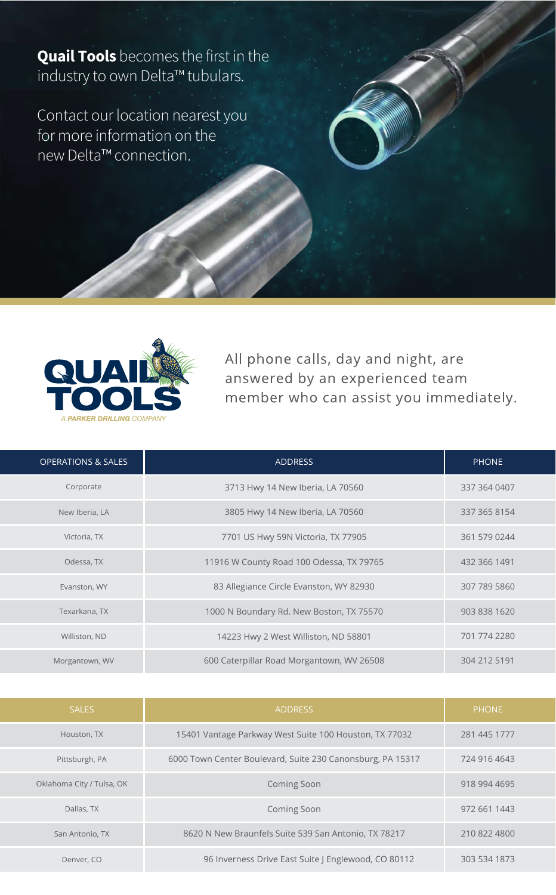**Quail Tools** becomes the first in the industry to own Delta™ tubulars.

Contact our location nearest you for more information on the new Delta™ connection.

QUAIL TOOLS
A PARKER DRILLING COMPANY

All phone calls, day and night, are answered by an experienced team member who can assist you immediately.

| OPERATIONS & SALES | ADDRESS | PHONE |
| --- | --- | --- |
| Corporate | 3713 Hwy 14 New Iberia, LA 70560 | 337 364 0407 |
| New Iberia, LA | 3805 Hwy 14 New Iberia, LA 70560 | 337 365 8154 |
| Victoria, TX | 7701 US Hwy 59N Victoria, TX 77905 | 361 579 0244 |
| Odessa, TX | 11916 W County Road 100 Odessa, TX 79765 | 432 366 1491 |
| Evanston, WY | 83 Allegiance Circle Evanston, WY 82930 | 307 789 5860 |
| Texarkana, TX | 1000 N Boundary Rd. New Boston, TX 75570 | 903 838 1620 |
| Williston, ND | 14223 Hwy 2 West Williston, ND 58801 | 701 774 2280 |
| Morgantown, WV | 600 Caterpillar Road Morgantown, WV 26508 | 304 212 5191 |

| SALES | ADDRESS | PHONE |
| --- | --- | --- |
| Houston, TX | 15401 Vantage Parkway West Suite 100 Houston, TX 77032 | 281 445 1777 |
| Pittsburgh, PA | 6000 Town Center Boulevard, Suite 230 Canonsburg, PA 15317 | 724 916 4643 |
| Oklahoma City / Tulsa, OK | Coming Soon | 918 994 4695 |
| Dallas, TX | Coming Soon | 972 661 1443 |
| San Antonio, TX | 8620 N New Braunfels Suite 539 San Antonio, TX 78217 | 210 822 4800 |
| Denver, CO | 96 Inverness Drive East Suite J Englewood, CO 80112 | 303 534 1873 |